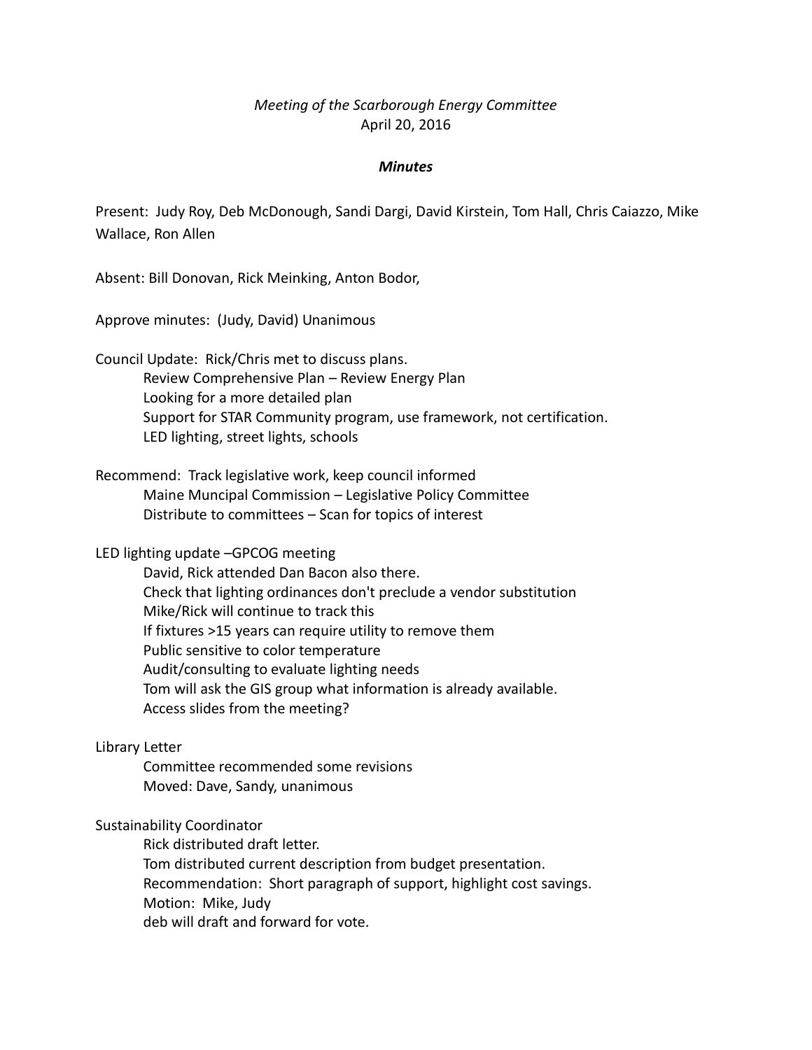*Meeting of the Scarborough Energy Committee*
April 20, 2016

***Minutes***

Present: Judy Roy, Deb McDonough, Sandi Dargi, David Kirstein, Tom Hall, Chris Caiazzo, Mike Wallace, Ron Allen

Absent: Bill Donovan, Rick Meinking, Anton Bodor,

Approve minutes: (Judy, David) Unanimous

Council Update: Rick/Chris met to discuss plans.
- Review Comprehensive Plan – Review Energy Plan
- Looking for a more detailed plan
- Support for STAR Community program, use framework, not certification.
- LED lighting, street lights, schools

Recommend: Track legislative work, keep council informed
- Maine Muncipal Commission – Legislative Policy Committee
- Distribute to committees – Scan for topics of interest

LED lighting update –GPCOG meeting
- David, Rick attended Dan Bacon also there.
- Check that lighting ordinances don't preclude a vendor substitution
- Mike/Rick will continue to track this
- If fixtures >15 years can require utility to remove them
- Public sensitive to color temperature
- Audit/consulting to evaluate lighting needs
- Tom will ask the GIS group what information is already available.
- Access slides from the meeting?

Library Letter
- Committee recommended some revisions
- Moved: Dave, Sandy, unanimous

Sustainability Coordinator
- Rick distributed draft letter.
- Tom distributed current description from budget presentation.
- Recommendation: Short paragraph of support, highlight cost savings.
- Motion: Mike, Judy
- deb will draft and forward for vote.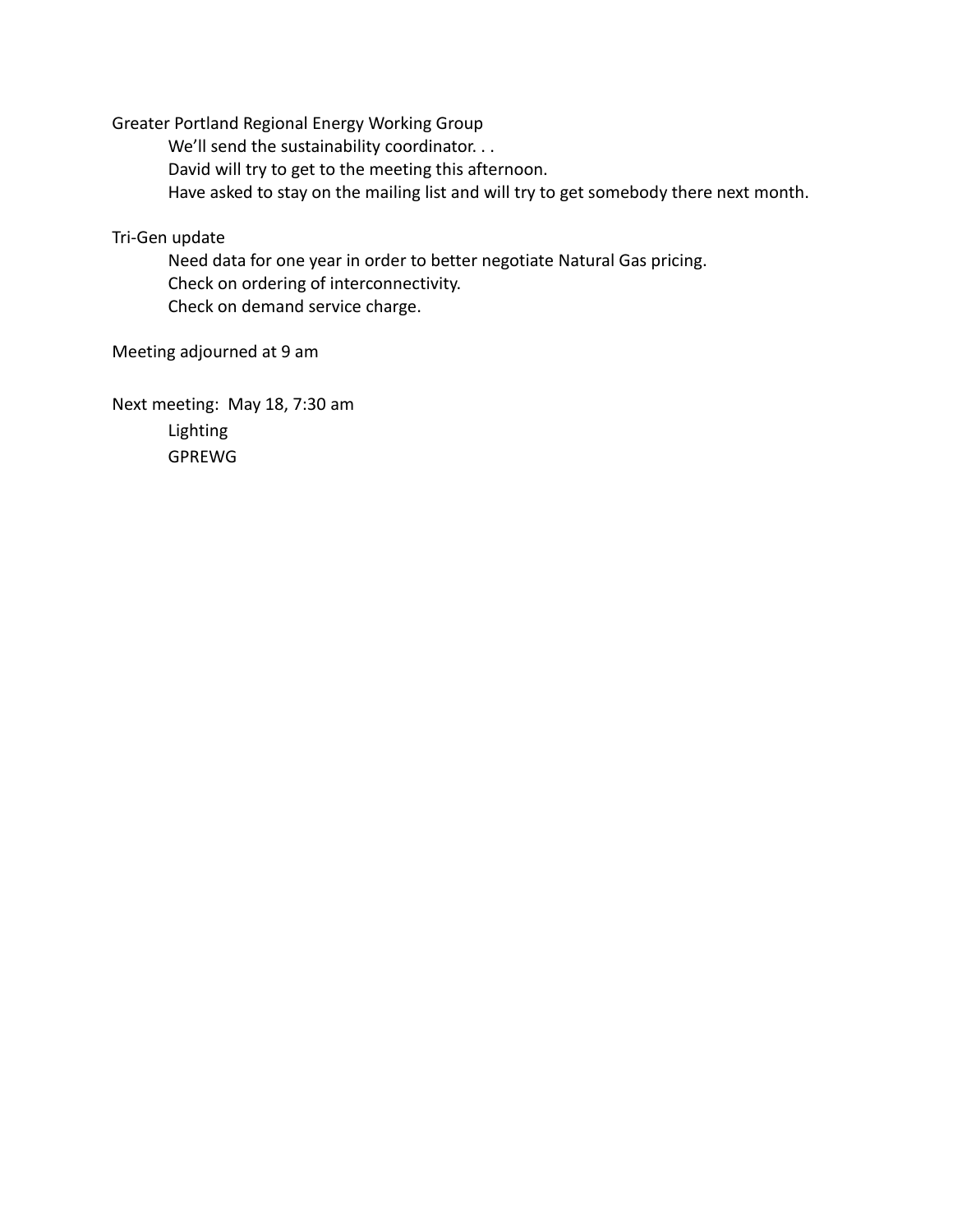Greater Portland Regional Energy Working Group

- We'll send the sustainability coordinator. . .
- David will try to get to the meeting this afternoon.
- Have asked to stay on the mailing list and will try to get somebody there next month.

Tri-Gen update

- Need data for one year in order to better negotiate Natural Gas pricing.
- Check on ordering of interconnectivity.
- Check on demand service charge.

Meeting adjourned at 9 am

Next meeting: May 18, 7:30 am

- Lighting
- GPREWG